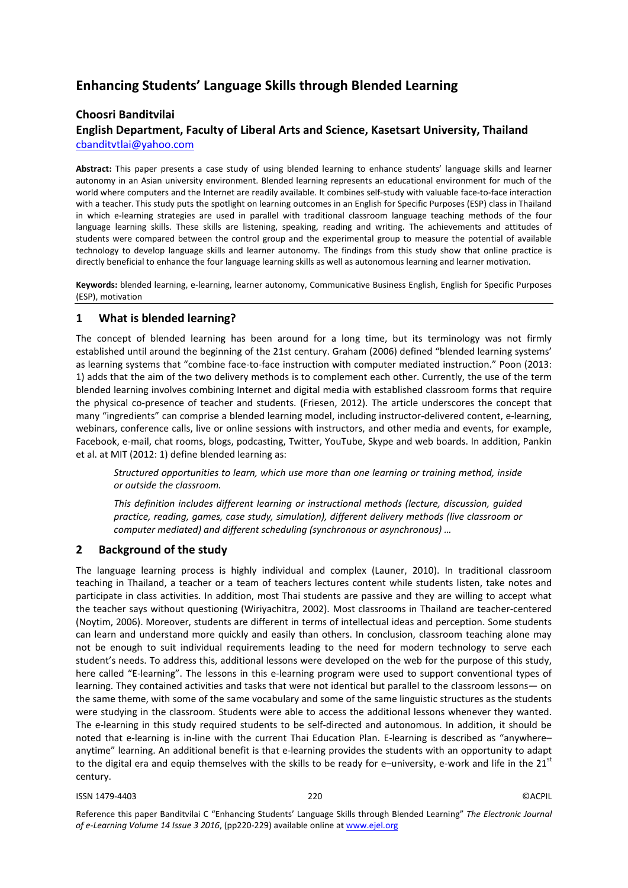# Enhancing Students' Language Skills through Blended Learning

**Choosri Banditvilai**
**English Department, Faculty of Liberal Arts and Science, Kasetsart University, Thailand**
cbanditvtlai@yahoo.com

**Abstract:** This paper presents a case study of using blended learning to enhance students' language skills and learner autonomy in an Asian university environment. Blended learning represents an educational environment for much of the world where computers and the Internet are readily available. It combines self-study with valuable face-to-face interaction with a teacher. This study puts the spotlight on learning outcomes in an English for Specific Purposes (ESP) class in Thailand in which e-learning strategies are used in parallel with traditional classroom language teaching methods of the four language learning skills. These skills are listening, speaking, reading and writing. The achievements and attitudes of students were compared between the control group and the experimental group to measure the potential of available technology to develop language skills and learner autonomy. The findings from this study show that online practice is directly beneficial to enhance the four language learning skills as well as autonomous learning and learner motivation.

**Keywords:** blended learning, e-learning, learner autonomy, Communicative Business English, English for Specific Purposes (ESP), motivation

## 1 What is blended learning?

The concept of blended learning has been around for a long time, but its terminology was not firmly established until around the beginning of the 21st century. Graham (2006) defined "blended learning systems' as learning systems that "combine face-to-face instruction with computer mediated instruction." Poon (2013: 1) adds that the aim of the two delivery methods is to complement each other. Currently, the use of the term blended learning involves combining Internet and digital media with established classroom forms that require the physical co-presence of teacher and students. (Friesen, 2012). The article underscores the concept that many "ingredients" can comprise a blended learning model, including instructor-delivered content, e-learning, webinars, conference calls, live or online sessions with instructors, and other media and events, for example, Facebook, e-mail, chat rooms, blogs, podcasting, Twitter, YouTube, Skype and web boards. In addition, Pankin et al. at MIT (2012: 1) define blended learning as:

> *Structured opportunities to learn, which use more than one learning or training method, inside or outside the classroom.*
>
> *This definition includes different learning or instructional methods (lecture, discussion, guided practice, reading, games, case study, simulation), different delivery methods (live classroom or computer mediated) and different scheduling (synchronous or asynchronous) …*

## 2 Background of the study

The language learning process is highly individual and complex (Launer, 2010). In traditional classroom teaching in Thailand, a teacher or a team of teachers lectures content while students listen, take notes and participate in class activities. In addition, most Thai students are passive and they are willing to accept what the teacher says without questioning (Wiriyachitra, 2002). Most classrooms in Thailand are teacher-centered (Noytim, 2006). Moreover, students are different in terms of intellectual ideas and perception. Some students can learn and understand more quickly and easily than others. In conclusion, classroom teaching alone may not be enough to suit individual requirements leading to the need for modern technology to serve each student's needs. To address this, additional lessons were developed on the web for the purpose of this study, here called "E-learning". The lessons in this e-learning program were used to support conventional types of learning. They contained activities and tasks that were not identical but parallel to the classroom lessons— on the same theme, with some of the same vocabulary and some of the same linguistic structures as the students were studying in the classroom. Students were able to access the additional lessons whenever they wanted. The e-learning in this study required students to be self-directed and autonomous. In addition, it should be noted that e-learning is in-line with the current Thai Education Plan. E-learning is described as "anywhere–anytime" learning. An additional benefit is that e-learning provides the students with an opportunity to adapt to the digital era and equip themselves with the skills to be ready for e–university, e-work and life in the 21st century.

Reference this paper Banditvilai C "Enhancing Students' Language Skills through Blended Learning" *The Electronic Journal of e-Learning Volume 14 Issue 3 2016*, (pp220-229) available online at www.ejel.org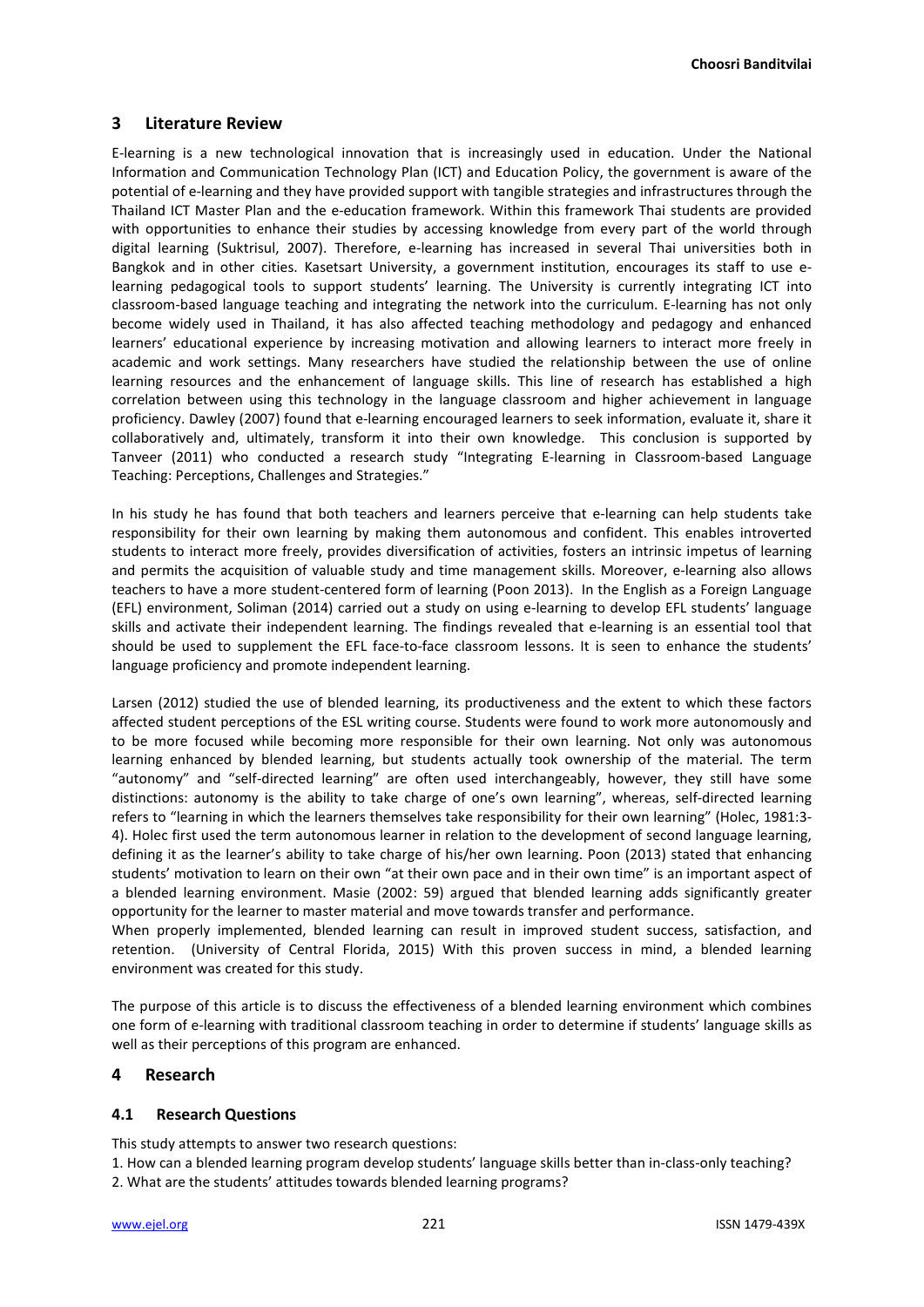## 3 Literature Review

E-learning is a new technological innovation that is increasingly used in education. Under the National Information and Communication Technology Plan (ICT) and Education Policy, the government is aware of the potential of e-learning and they have provided support with tangible strategies and infrastructures through the Thailand ICT Master Plan and the e-education framework. Within this framework Thai students are provided with opportunities to enhance their studies by accessing knowledge from every part of the world through digital learning (Suktrisul, 2007). Therefore, e-learning has increased in several Thai universities both in Bangkok and in other cities. Kasetsart University, a government institution, encourages its staff to use e-learning pedagogical tools to support students' learning. The University is currently integrating ICT into classroom-based language teaching and integrating the network into the curriculum. E-learning has not only become widely used in Thailand, it has also affected teaching methodology and pedagogy and enhanced learners' educational experience by increasing motivation and allowing learners to interact more freely in academic and work settings. Many researchers have studied the relationship between the use of online learning resources and the enhancement of language skills. This line of research has established a high correlation between using this technology in the language classroom and higher achievement in language proficiency. Dawley (2007) found that e-learning encouraged learners to seek information, evaluate it, share it collaboratively and, ultimately, transform it into their own knowledge. This conclusion is supported by Tanveer (2011) who conducted a research study "Integrating E-learning in Classroom-based Language Teaching: Perceptions, Challenges and Strategies."

In his study he has found that both teachers and learners perceive that e-learning can help students take responsibility for their own learning by making them autonomous and confident. This enables introverted students to interact more freely, provides diversification of activities, fosters an intrinsic impetus of learning and permits the acquisition of valuable study and time management skills. Moreover, e-learning also allows teachers to have a more student-centered form of learning (Poon 2013). In the English as a Foreign Language (EFL) environment, Soliman (2014) carried out a study on using e-learning to develop EFL students' language skills and activate their independent learning. The findings revealed that e-learning is an essential tool that should be used to supplement the EFL face-to-face classroom lessons. It is seen to enhance the students' language proficiency and promote independent learning.

Larsen (2012) studied the use of blended learning, its productiveness and the extent to which these factors affected student perceptions of the ESL writing course. Students were found to work more autonomously and to be more focused while becoming more responsible for their own learning. Not only was autonomous learning enhanced by blended learning, but students actually took ownership of the material. The term "autonomy" and "self-directed learning" are often used interchangeably, however, they still have some distinctions: autonomy is the ability to take charge of one's own learning", whereas, self-directed learning refers to "learning in which the learners themselves take responsibility for their own learning" (Holec, 1981:3-4). Holec first used the term autonomous learner in relation to the development of second language learning, defining it as the learner's ability to take charge of his/her own learning. Poon (2013) stated that enhancing students' motivation to learn on their own "at their own pace and in their own time" is an important aspect of a blended learning environment. Masie (2002: 59) argued that blended learning adds significantly greater opportunity for the learner to master material and move towards transfer and performance.

When properly implemented, blended learning can result in improved student success, satisfaction, and retention. (University of Central Florida, 2015) With this proven success in mind, a blended learning environment was created for this study.

The purpose of this article is to discuss the effectiveness of a blended learning environment which combines one form of e-learning with traditional classroom teaching in order to determine if students' language skills as well as their perceptions of this program are enhanced.

## 4 Research

### 4.1 Research Questions

This study attempts to answer two research questions:

1. How can a blended learning program develop students' language skills better than in-class-only teaching?
2. What are the students' attitudes towards blended learning programs?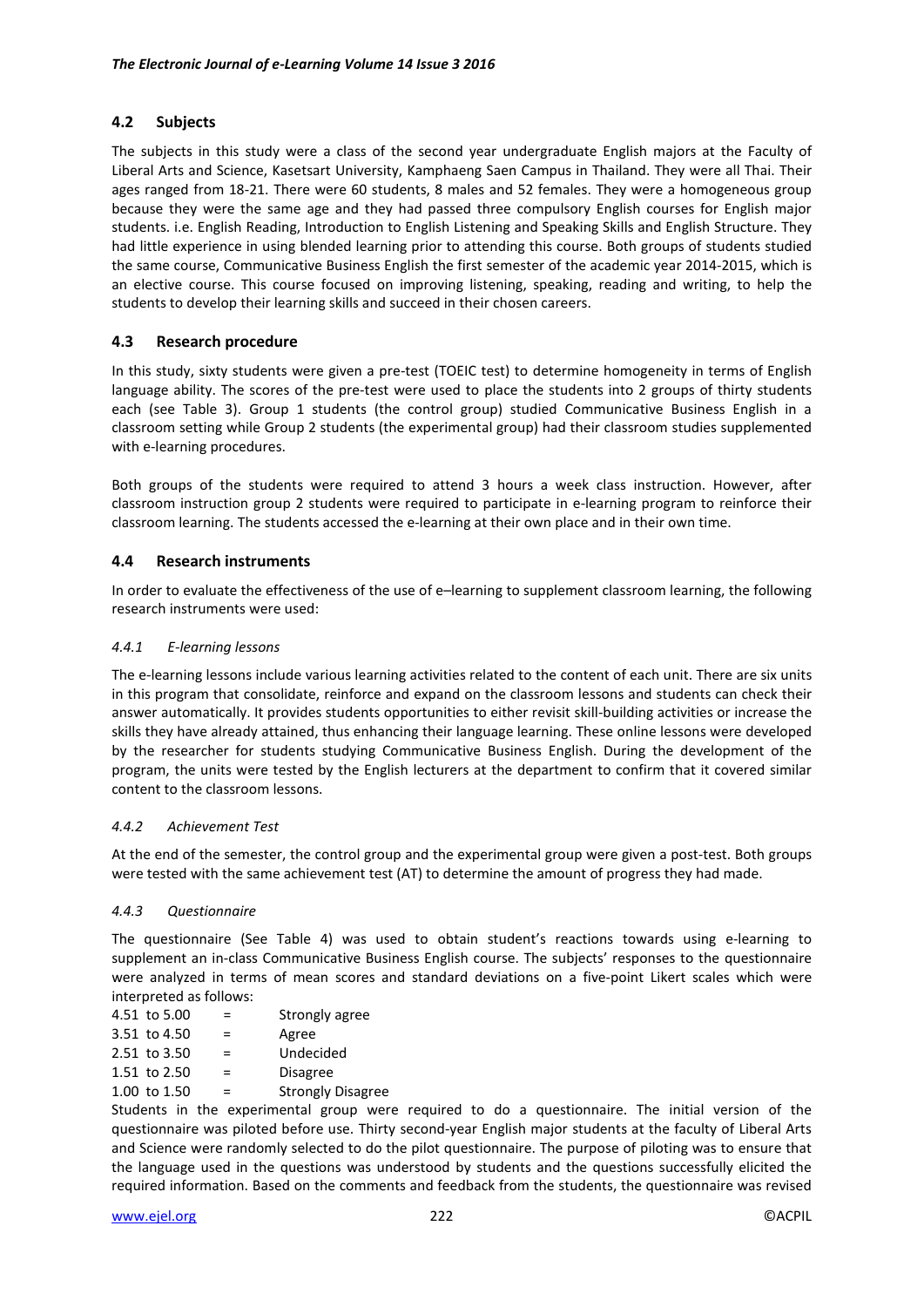## 4.2 Subjects

The subjects in this study were a class of the second year undergraduate English majors at the Faculty of Liberal Arts and Science, Kasetsart University, Kamphaeng Saen Campus in Thailand. They were all Thai. Their ages ranged from 18-21. There were 60 students, 8 males and 52 females. They were a homogeneous group because they were the same age and they had passed three compulsory English courses for English major students. i.e. English Reading, Introduction to English Listening and Speaking Skills and English Structure. They had little experience in using blended learning prior to attending this course. Both groups of students studied the same course, Communicative Business English the first semester of the academic year 2014-2015, which is an elective course. This course focused on improving listening, speaking, reading and writing, to help the students to develop their learning skills and succeed in their chosen careers.

## 4.3 Research procedure

In this study, sixty students were given a pre-test (TOEIC test) to determine homogeneity in terms of English language ability. The scores of the pre-test were used to place the students into 2 groups of thirty students each (see Table 3). Group 1 students (the control group) studied Communicative Business English in a classroom setting while Group 2 students (the experimental group) had their classroom studies supplemented with e-learning procedures.

Both groups of the students were required to attend 3 hours a week class instruction. However, after classroom instruction group 2 students were required to participate in e-learning program to reinforce their classroom learning. The students accessed the e-learning at their own place and in their own time.

## 4.4 Research instruments

In order to evaluate the effectiveness of the use of e–learning to supplement classroom learning, the following research instruments were used:

### *4.4.1 E-learning lessons*

The e-learning lessons include various learning activities related to the content of each unit. There are six units in this program that consolidate, reinforce and expand on the classroom lessons and students can check their answer automatically. It provides students opportunities to either revisit skill-building activities or increase the skills they have already attained, thus enhancing their language learning. These online lessons were developed by the researcher for students studying Communicative Business English. During the development of the program, the units were tested by the English lecturers at the department to confirm that it covered similar content to the classroom lessons.

### *4.4.2 Achievement Test*

At the end of the semester, the control group and the experimental group were given a post-test. Both groups were tested with the same achievement test (AT) to determine the amount of progress they had made.

### *4.4.3 Questionnaire*

The questionnaire (See Table 4) was used to obtain student's reactions towards using e-learning to supplement an in-class Communicative Business English course. The subjects' responses to the questionnaire were analyzed in terms of mean scores and standard deviations on a five-point Likert scales which were interpreted as follows:

4.51 to 5.00 = Strongly agree
3.51 to 4.50 = Agree
2.51 to 3.50 = Undecided
1.51 to 2.50 = Disagree
1.00 to 1.50 = Strongly Disagree

Students in the experimental group were required to do a questionnaire. The initial version of the questionnaire was piloted before use. Thirty second-year English major students at the faculty of Liberal Arts and Science were randomly selected to do the pilot questionnaire. The purpose of piloting was to ensure that the language used in the questions was understood by students and the questions successfully elicited the required information. Based on the comments and feedback from the students, the questionnaire was revised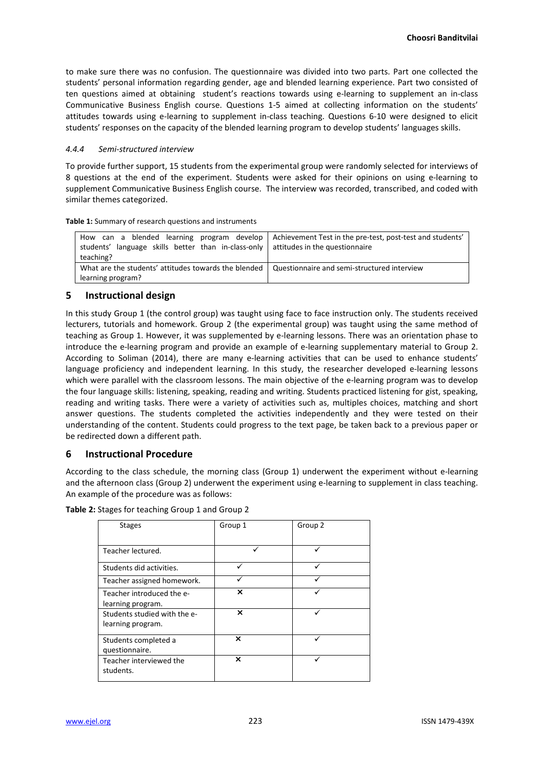to make sure there was no confusion. The questionnaire was divided into two parts. Part one collected the students' personal information regarding gender, age and blended learning experience. Part two consisted of ten questions aimed at obtaining student's reactions towards using e-learning to supplement an in-class Communicative Business English course. Questions 1-5 aimed at collecting information on the students' attitudes towards using e-learning to supplement in-class teaching. Questions 6-10 were designed to elicit students' responses on the capacity of the blended learning program to develop students' languages skills.

#### *4.4.4 Semi-structured interview*

To provide further support, 15 students from the experimental group were randomly selected for interviews of 8 questions at the end of the experiment. Students were asked for their opinions on using e-learning to supplement Communicative Business English course. The interview was recorded, transcribed, and coded with similar themes categorized.

**Table 1:** Summary of research questions and instruments

| | |
|---|---|
| How can a blended learning program develop students' language skills better than in-class-only teaching? | Achievement Test in the pre-test, post-test and students' attitudes in the questionnaire |
| What are the students' attitudes towards the blended learning program? | Questionnaire and semi-structured interview |

## 5 Instructional design

In this study Group 1 (the control group) was taught using face to face instruction only. The students received lecturers, tutorials and homework. Group 2 (the experimental group) was taught using the same method of teaching as Group 1. However, it was supplemented by e-learning lessons. There was an orientation phase to introduce the e-learning program and provide an example of e-learning supplementary material to Group 2. According to Soliman (2014), there are many e-learning activities that can be used to enhance students' language proficiency and independent learning. In this study, the researcher developed e-learning lessons which were parallel with the classroom lessons. The main objective of the e-learning program was to develop the four language skills: listening, speaking, reading and writing. Students practiced listening for gist, speaking, reading and writing tasks. There were a variety of activities such as, multiples choices, matching and short answer questions. The students completed the activities independently and they were tested on their understanding of the content. Students could progress to the text page, be taken back to a previous paper or be redirected down a different path.

## 6 Instructional Procedure

According to the class schedule, the morning class (Group 1) underwent the experiment without e-learning and the afternoon class (Group 2) underwent the experiment using e-learning to supplement in class teaching. An example of the procedure was as follows:

**Table 2:** Stages for teaching Group 1 and Group 2

| Stages | Group 1 | Group 2 |
|---|---|---|
| Teacher lectured. | ✓ | ✓ |
| Students did activities. | ✓ | ✓ |
| Teacher assigned homework. | ✓ | ✓ |
| Teacher introduced the e-learning program. | ✗ | ✓ |
| Students studied with the e-learning program. | ✗ | ✓ |
| Students completed a questionnaire. | ✗ | ✓ |
| Teacher interviewed the students. | ✗ | ✓ |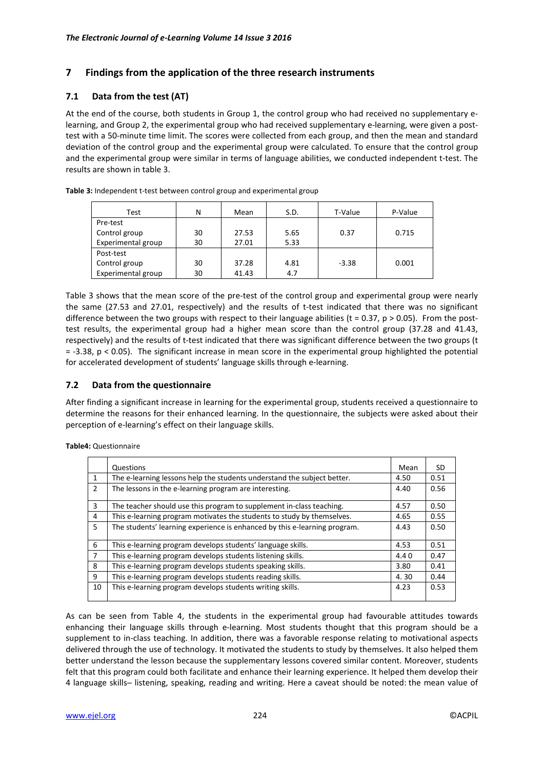## 7 Findings from the application of the three research instruments

### 7.1 Data from the test (AT)

At the end of the course, both students in Group 1, the control group who had received no supplementary e-learning, and Group 2, the experimental group who had received supplementary e-learning, were given a post-test with a 50-minute time limit. The scores were collected from each group, and then the mean and standard deviation of the control group and the experimental group were calculated. To ensure that the control group and the experimental group were similar in terms of language abilities, we conducted independent t-test. The results are shown in table 3.

**Table 3:** Independent t-test between control group and experimental group

| Test | N | Mean | S.D. | T-Value | P-Value |
|---|---|---|---|---|---|
| Pre-test | | | | | |
| Control group | 30 | 27.53 | 5.65 | 0.37 | 0.715 |
| Experimental group | 30 | 27.01 | 5.33 | | |
| Post-test | | | | | |
| Control group | 30 | 37.28 | 4.81 | -3.38 | 0.001 |
| Experimental group | 30 | 41.43 | 4.7 | | |

Table 3 shows that the mean score of the pre-test of the control group and experimental group were nearly the same (27.53 and 27.01, respectively) and the results of t-test indicated that there was no significant difference between the two groups with respect to their language abilities ($t = 0.37$, $p > 0.05$). From the post-test results, the experimental group had a higher mean score than the control group (37.28 and 41.43, respectively) and the results of t-test indicated that there was significant difference between the two groups ($t = -3.38$, $p < 0.05$). The significant increase in mean score in the experimental group highlighted the potential for accelerated development of students' language skills through e-learning.

### 7.2 Data from the questionnaire

After finding a significant increase in learning for the experimental group, students received a questionnaire to determine the reasons for their enhanced learning. In the questionnaire, the subjects were asked about their perception of e-learning's effect on their language skills.

**Table4:** Questionnaire

| | Questions | Mean | SD |
|---|---|---|---|
| 1 | The e-learning lessons help the students understand the subject better. | 4.50 | 0.51 |
| 2 | The lessons in the e-learning program are interesting. | 4.40 | 0.56 |
| 3 | The teacher should use this program to supplement in-class teaching. | 4.57 | 0.50 |
| 4 | This e-learning program motivates the students to study by themselves. | 4.65 | 0.55 |
| 5 | The students' learning experience is enhanced by this e-learning program. | 4.43 | 0.50 |
| 6 | This e-learning program develops students' language skills. | 4.53 | 0.51 |
| 7 | This e-learning program develops students listening skills. | 4.4 0 | 0.47 |
| 8 | This e-learning program develops students speaking skills. | 3.80 | 0.41 |
| 9 | This e-learning program develops students reading skills. | 4. 30 | 0.44 |
| 10 | This e-learning program develops students writing skills. | 4.23 | 0.53 |

As can be seen from Table 4, the students in the experimental group had favourable attitudes towards enhancing their language skills through e-learning. Most students thought that this program should be a supplement to in-class teaching. In addition, there was a favorable response relating to motivational aspects delivered through the use of technology. It motivated the students to study by themselves. It also helped them better understand the lesson because the supplementary lessons covered similar content. Moreover, students felt that this program could both facilitate and enhance their learning experience. It helped them develop their 4 language skills– listening, speaking, reading and writing. Here a caveat should be noted: the mean value of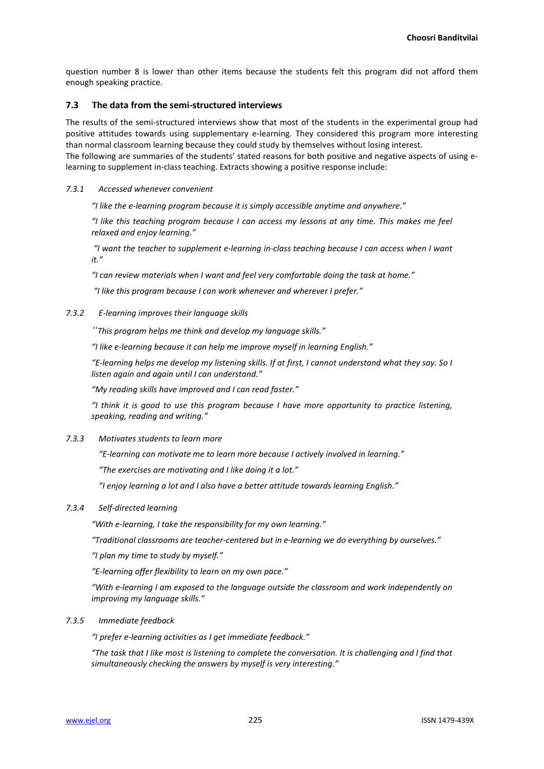question number 8 is lower than other items because the students felt this program did not afford them enough speaking practice.

### 7.3 The data from the semi-structured interviews

The results of the semi-structured interviews show that most of the students in the experimental group had positive attitudes towards using supplementary e-learning. They considered this program more interesting than normal classroom learning because they could study by themselves without losing interest.

The following are summaries of the students' stated reasons for both positive and negative aspects of using e-learning to supplement in-class teaching. Extracts showing a positive response include:

#### *7.3.1 Accessed whenever convenient*

*"I like the e-learning program because it is simply accessible anytime and anywhere."*

*"I like this teaching program because I can access my lessons at any time. This makes me feel relaxed and enjoy learning."*

*"I want the teacher to supplement e-learning in-class teaching because I can access when I want it."*

*"I can review materials when I want and feel very comfortable doing the task at home."*

*"I like this program because I can work whenever and wherever I prefer."*

#### *7.3.2 E-learning improves their language skills*

*"This program helps me think and develop my language skills."*

*"I like e-learning because it can help me improve myself in learning English."*

*"E-learning helps me develop my listening skills. If at first, I cannot understand what they say. So I listen again and again until I can understand."*

*"My reading skills have improved and I can read faster."*

*"I think it is good to use this program because I have more opportunity to practice listening, speaking, reading and writing."*

#### *7.3.3 Motivates students to learn more*

*"E-learning can motivate me to learn more because I actively involved in learning."*

*"The exercises are motivating and I like doing it a lot."*

*"I enjoy learning a lot and I also have a better attitude towards learning English."*

#### *7.3.4 Self-directed learning*

*"With e-learning, I take the responsibility for my own learning."*

*"Traditional classrooms are teacher-centered but in e-learning we do everything by ourselves."*

*"I plan my time to study by myself."*

*"E-learning offer flexibility to learn on my own pace."*

*"With e-learning I am exposed to the language outside the classroom and work independently on improving my language skills."*

#### *7.3.5 Immediate feedback*

*"I prefer e-learning activities as I get immediate feedback."*

*"The task that I like most is listening to complete the conversation. It is challenging and I find that simultaneously checking the answers by myself is very interesting."*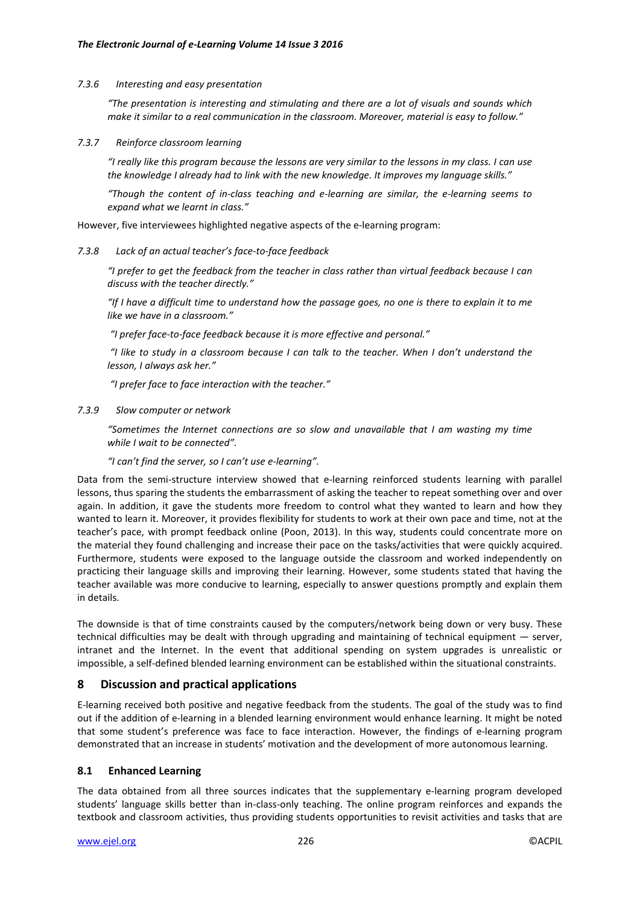#### *7.3.6 Interesting and easy presentation*

> *"The presentation is interesting and stimulating and there are a lot of visuals and sounds which make it similar to a real communication in the classroom. Moreover, material is easy to follow."*

#### *7.3.7 Reinforce classroom learning*

> *"I really like this program because the lessons are very similar to the lessons in my class. I can use the knowledge I already had to link with the new knowledge. It improves my language skills."*
>
> *"Though the content of in-class teaching and e-learning are similar, the e-learning seems to expand what we learnt in class."*

However, five interviewees highlighted negative aspects of the e-learning program:

#### *7.3.8 Lack of an actual teacher's face-to-face feedback*

> *"I prefer to get the feedback from the teacher in class rather than virtual feedback because I can discuss with the teacher directly."*
>
> *"If I have a difficult time to understand how the passage goes, no one is there to explain it to me like we have in a classroom."*
>
> *"I prefer face-to-face feedback because it is more effective and personal."*
>
> *"I like to study in a classroom because I can talk to the teacher. When I don't understand the lesson, I always ask her."*
>
> *"I prefer face to face interaction with the teacher."*

#### *7.3.9 Slow computer or network*

> *"Sometimes the Internet connections are so slow and unavailable that I am wasting my time while I wait to be connected".*
>
> *"I can't find the server, so I can't use e-learning".*

Data from the semi-structure interview showed that e-learning reinforced students learning with parallel lessons, thus sparing the students the embarrassment of asking the teacher to repeat something over and over again. In addition, it gave the students more freedom to control what they wanted to learn and how they wanted to learn it. Moreover, it provides flexibility for students to work at their own pace and time, not at the teacher's pace, with prompt feedback online (Poon, 2013). In this way, students could concentrate more on the material they found challenging and increase their pace on the tasks/activities that were quickly acquired. Furthermore, students were exposed to the language outside the classroom and worked independently on practicing their language skills and improving their learning. However, some students stated that having the teacher available was more conducive to learning, especially to answer questions promptly and explain them in details.

The downside is that of time constraints caused by the computers/network being down or very busy. These technical difficulties may be dealt with through upgrading and maintaining of technical equipment — server, intranet and the Internet. In the event that additional spending on system upgrades is unrealistic or impossible, a self-defined blended learning environment can be established within the situational constraints.

## 8 Discussion and practical applications

E-learning received both positive and negative feedback from the students. The goal of the study was to find out if the addition of e-learning in a blended learning environment would enhance learning. It might be noted that some student's preference was face to face interaction. However, the findings of e-learning program demonstrated that an increase in students' motivation and the development of more autonomous learning.

### 8.1 Enhanced Learning

The data obtained from all three sources indicates that the supplementary e-learning program developed students' language skills better than in-class-only teaching. The online program reinforces and expands the textbook and classroom activities, thus providing students opportunities to revisit activities and tasks that are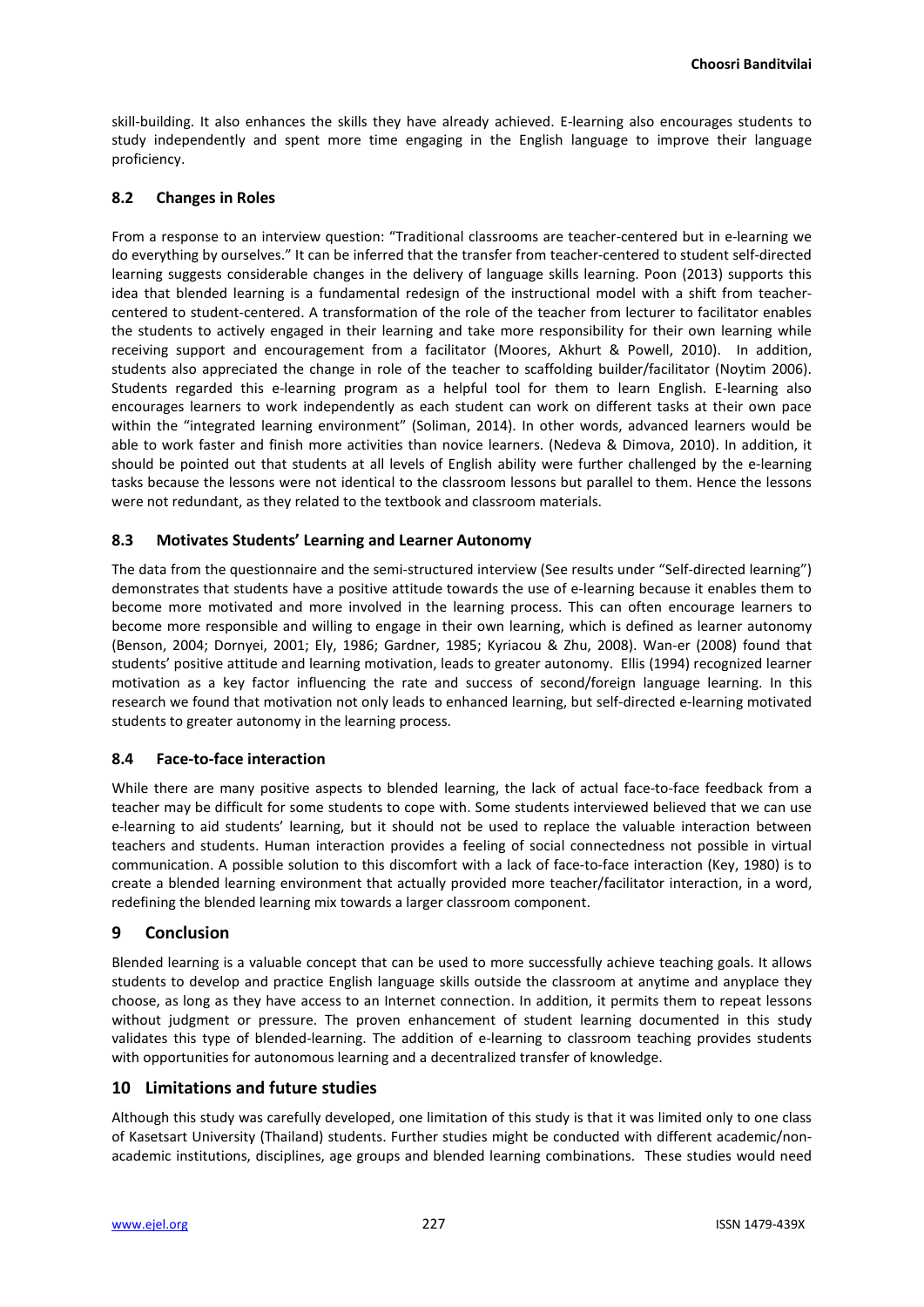skill-building. It also enhances the skills they have already achieved. E-learning also encourages students to study independently and spent more time engaging in the English language to improve their language proficiency.

### 8.2 Changes in Roles

From a response to an interview question: "Traditional classrooms are teacher-centered but in e-learning we do everything by ourselves." It can be inferred that the transfer from teacher-centered to student self-directed learning suggests considerable changes in the delivery of language skills learning. Poon (2013) supports this idea that blended learning is a fundamental redesign of the instructional model with a shift from teacher-centered to student-centered. A transformation of the role of the teacher from lecturer to facilitator enables the students to actively engaged in their learning and take more responsibility for their own learning while receiving support and encouragement from a facilitator (Moores, Akhurt & Powell, 2010). In addition, students also appreciated the change in role of the teacher to scaffolding builder/facilitator (Noytim 2006). Students regarded this e-learning program as a helpful tool for them to learn English. E-learning also encourages learners to work independently as each student can work on different tasks at their own pace within the "integrated learning environment" (Soliman, 2014). In other words, advanced learners would be able to work faster and finish more activities than novice learners. (Nedeva & Dimova, 2010). In addition, it should be pointed out that students at all levels of English ability were further challenged by the e-learning tasks because the lessons were not identical to the classroom lessons but parallel to them. Hence the lessons were not redundant, as they related to the textbook and classroom materials.

### 8.3 Motivates Students' Learning and Learner Autonomy

The data from the questionnaire and the semi-structured interview (See results under "Self-directed learning") demonstrates that students have a positive attitude towards the use of e-learning because it enables them to become more motivated and more involved in the learning process. This can often encourage learners to become more responsible and willing to engage in their own learning, which is defined as learner autonomy (Benson, 2004; Dornyei, 2001; Ely, 1986; Gardner, 1985; Kyriacou & Zhu, 2008). Wan-er (2008) found that students' positive attitude and learning motivation, leads to greater autonomy. Ellis (1994) recognized learner motivation as a key factor influencing the rate and success of second/foreign language learning. In this research we found that motivation not only leads to enhanced learning, but self-directed e-learning motivated students to greater autonomy in the learning process.

### 8.4 Face-to-face interaction

While there are many positive aspects to blended learning, the lack of actual face-to-face feedback from a teacher may be difficult for some students to cope with. Some students interviewed believed that we can use e-learning to aid students' learning, but it should not be used to replace the valuable interaction between teachers and students. Human interaction provides a feeling of social connectedness not possible in virtual communication. A possible solution to this discomfort with a lack of face-to-face interaction (Key, 1980) is to create a blended learning environment that actually provided more teacher/facilitator interaction, in a word, redefining the blended learning mix towards a larger classroom component.

## 9 Conclusion

Blended learning is a valuable concept that can be used to more successfully achieve teaching goals. It allows students to develop and practice English language skills outside the classroom at anytime and anyplace they choose, as long as they have access to an Internet connection. In addition, it permits them to repeat lessons without judgment or pressure. The proven enhancement of student learning documented in this study validates this type of blended-learning. The addition of e-learning to classroom teaching provides students with opportunities for autonomous learning and a decentralized transfer of knowledge.

## 10 Limitations and future studies

Although this study was carefully developed, one limitation of this study is that it was limited only to one class of Kasetsart University (Thailand) students. Further studies might be conducted with different academic/non-academic institutions, disciplines, age groups and blended learning combinations. These studies would need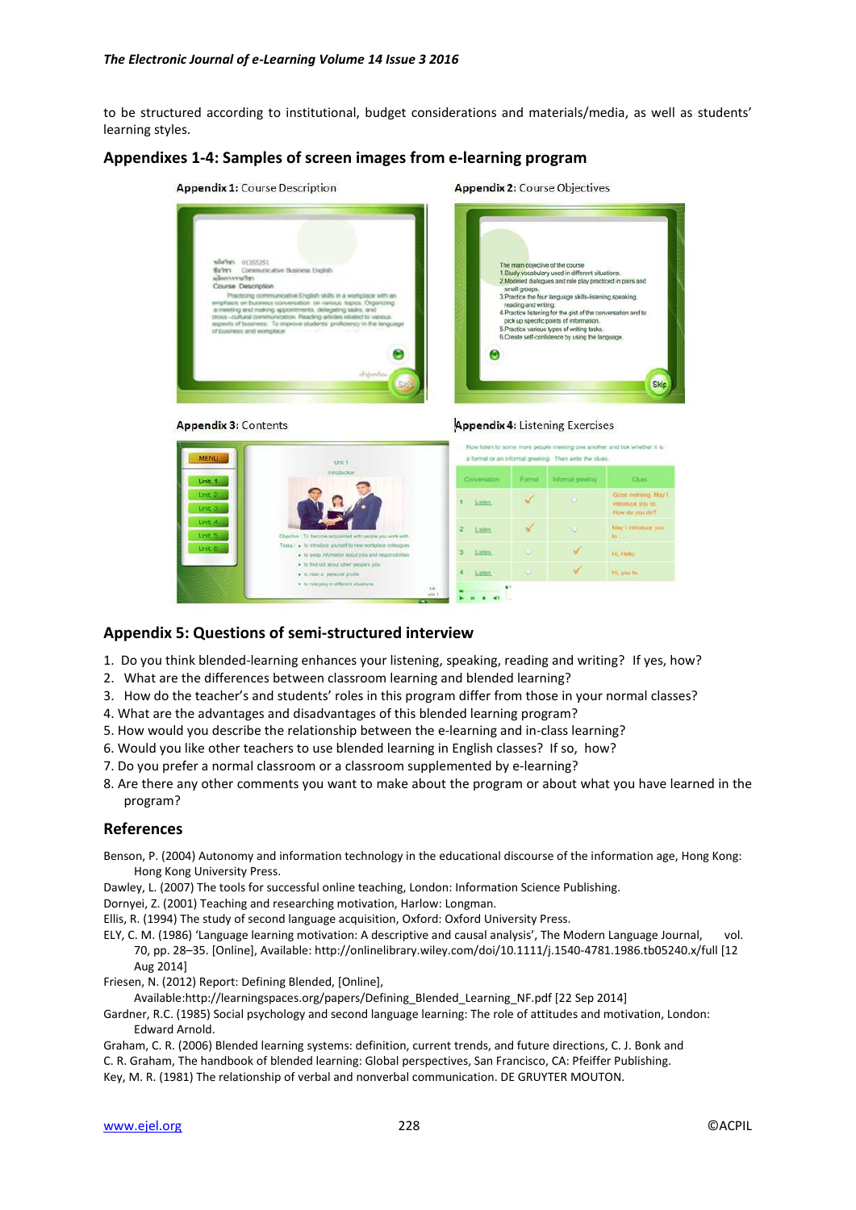to be structured according to institutional, budget considerations and materials/media, as well as students' learning styles.

## Appendixes 1-4: Samples of screen images from e-learning program

**Appendix 1:** Course Description

**Appendix 2:** Course Objectives

**Appendix 3:** Contents

**Appendix 4:** Listening Exercises

## Appendix 5: Questions of semi-structured interview

1. Do you think blended-learning enhances your listening, speaking, reading and writing? If yes, how?
2. What are the differences between classroom learning and blended learning?
3. How do the teacher's and students' roles in this program differ from those in your normal classes?
4. What are the advantages and disadvantages of this blended learning program?
5. How would you describe the relationship between the e-learning and in-class learning?
6. Would you like other teachers to use blended learning in English classes? If so, how?
7. Do you prefer a normal classroom or a classroom supplemented by e-learning?
8. Are there any other comments you want to make about the program or about what you have learned in the program?

## References

Benson, P. (2004) Autonomy and information technology in the educational discourse of the information age, Hong Kong: Hong Kong University Press.

Dawley, L. (2007) The tools for successful online teaching, London: Information Science Publishing.

Dornyei, Z. (2001) Teaching and researching motivation, Harlow: Longman.

Ellis, R. (1994) The study of second language acquisition, Oxford: Oxford University Press.

ELY, C. M. (1986) 'Language learning motivation: A descriptive and causal analysis', The Modern Language Journal, vol. 70, pp. 28–35. [Online], Available: http://onlinelibrary.wiley.com/doi/10.1111/j.1540-4781.1986.tb05240.x/full [12 Aug 2014]

Friesen, N. (2012) Report: Defining Blended, [Online], Available:http://learningspaces.org/papers/Defining_Blended_Learning_NF.pdf [22 Sep 2014]

Gardner, R.C. (1985) Social psychology and second language learning: The role of attitudes and motivation, London: Edward Arnold.

Graham, C. R. (2006) Blended learning systems: definition, current trends, and future directions, C. J. Bonk and C. R. Graham, The handbook of blended learning: Global perspectives, San Francisco, CA: Pfeiffer Publishing.

Key, M. R. (1981) The relationship of verbal and nonverbal communication. DE GRUYTER MOUTON.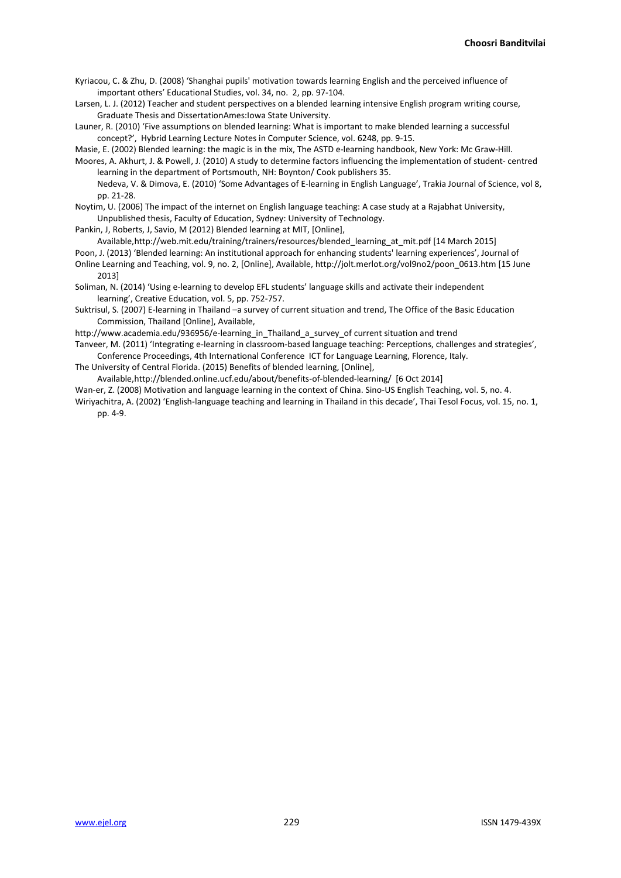Kyriacou, C. & Zhu, D. (2008) 'Shanghai pupils' motivation towards learning English and the perceived influence of important others' Educational Studies, vol. 34, no. 2, pp. 97-104.

Larsen, L. J. (2012) Teacher and student perspectives on a blended learning intensive English program writing course, Graduate Thesis and DissertationAmes:Iowa State University.

Launer, R. (2010) 'Five assumptions on blended learning: What is important to make blended learning a successful concept?', Hybrid Learning Lecture Notes in Computer Science, vol. 6248, pp. 9-15.

Masie, E. (2002) Blended learning: the magic is in the mix, The ASTD e-learning handbook, New York: Mc Graw-Hill.

Moores, A. Akhurt, J. & Powell, J. (2010) A study to determine factors influencing the implementation of student- centred learning in the department of Portsmouth, NH: Boynton/ Cook publishers 35.

Nedeva, V. & Dimova, E. (2010) 'Some Advantages of E-learning in English Language', Trakia Journal of Science, vol 8, pp. 21-28.

Noytim, U. (2006) The impact of the internet on English language teaching: A case study at a Rajabhat University, Unpublished thesis, Faculty of Education, Sydney: University of Technology.

Pankin, J, Roberts, J, Savio, M (2012) Blended learning at MIT, [Online], Available,http://web.mit.edu/training/trainers/resources/blended_learning_at_mit.pdf [14 March 2015]

Poon, J. (2013) 'Blended learning: An institutional approach for enhancing students' learning experiences', Journal of Online Learning and Teaching, vol. 9, no. 2, [Online], Available, http://jolt.merlot.org/vol9no2/poon_0613.htm [15 June 2013]

Soliman, N. (2014) 'Using e-learning to develop EFL students' language skills and activate their independent learning', Creative Education, vol. 5, pp. 752-757.

Suktrisul, S. (2007) E-learning in Thailand –a survey of current situation and trend, The Office of the Basic Education Commission, Thailand [Online], Available, http://www.academia.edu/936956/e-learning_in_Thailand_a_survey_of current situation and trend

Tanveer, M. (2011) 'Integrating e-learning in classroom-based language teaching: Perceptions, challenges and strategies', Conference Proceedings, 4th International Conference ICT for Language Learning, Florence, Italy.

The University of Central Florida. (2015) Benefits of blended learning, [Online], Available,http://blended.online.ucf.edu/about/benefits-of-blended-learning/ [6 Oct 2014]

Wan-er, Z. (2008) Motivation and language learning in the context of China. Sino-US English Teaching, vol. 5, no. 4.

Wiriyachitra, A. (2002) 'English-language teaching and learning in Thailand in this decade', Thai Tesol Focus, vol. 15, no. 1, pp. 4-9.